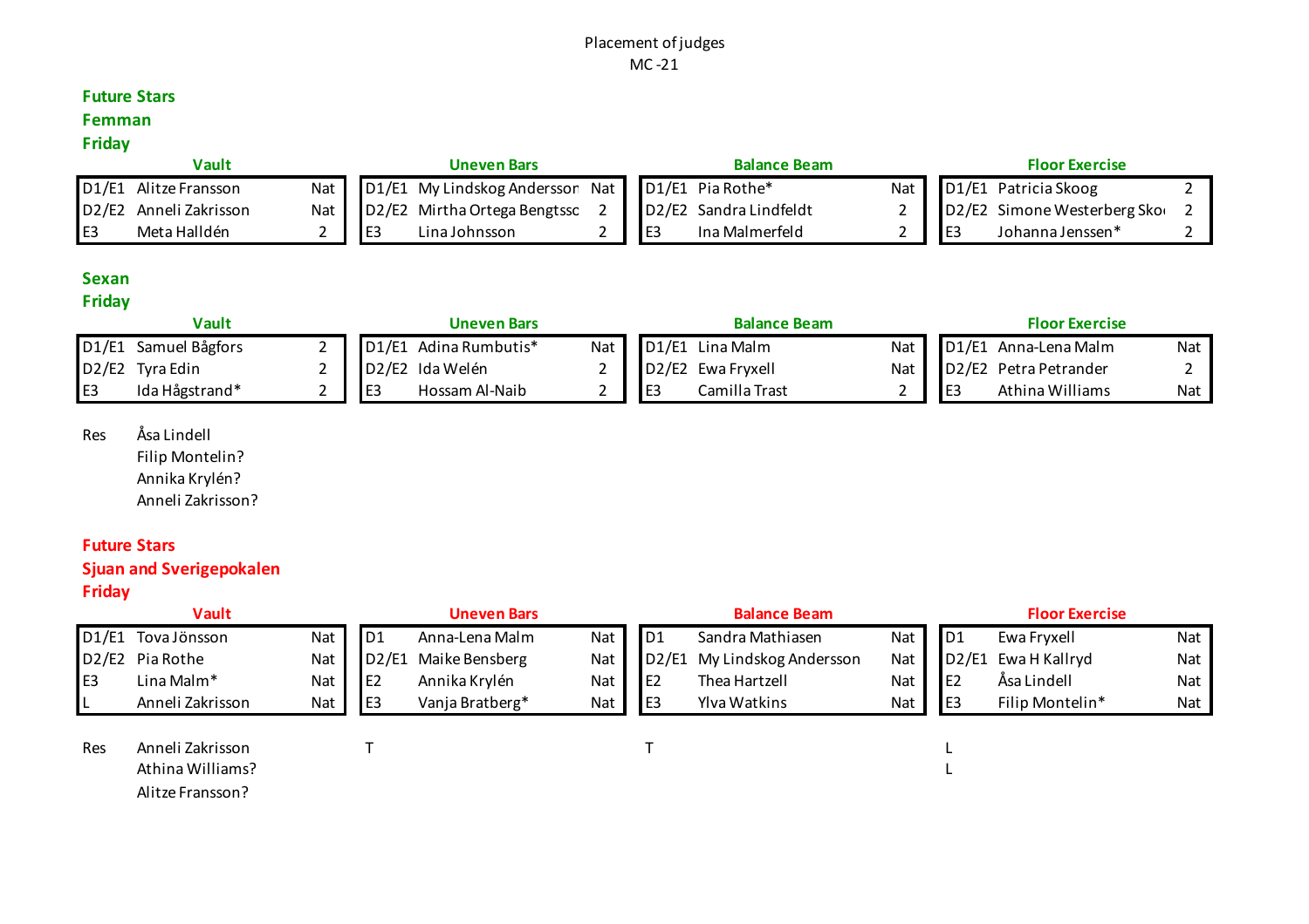Placement of judges

MC -21

**Future Stars**

**Femman**

**Friday**

**Vault**

| | | |
|---|---|---|
| D1/E1 | Alitze Fransson | Nat |
| D2/E2 | Anneli Zakrisson | Nat |
| E3 | Meta Halldén | 2 |

**Uneven Bars**

| | | |
|---|---|---|
| D1/E1 | My Lindskog Anderssor | Nat |
| D2/E2 | Mirtha Ortega Bengtssc | 2 |
| E3 | Lina Johnsson | 2 |

**Balance Beam**

| | | |
|---|---|---|
| D1/E1 | Pia Rothe* | Nat |
| D2/E2 | Sandra Lindfeldt | 2 |
| E3 | Ina Malmerfeld | 2 |

**Floor Exercise**

| | | |
|---|---|---|
| D1/E1 | Patricia Skoog | 2 |
| D2/E2 | Simone Westerberg Sko | 2 |
| E3 | Johanna Jenssen* | 2 |

**Sexan**

**Friday**

**Vault**

| | | |
|---|---|---|
| D1/E1 | Samuel Bågfors | 2 |
| D2/E2 | Tyra Edin | 2 |
| E3 | Ida Hågstrand* | 2 |

**Uneven Bars**

| | | |
|---|---|---|
| D1/E1 | Adina Rumbutis* | Nat |
| D2/E2 | Ida Welén | 2 |
| E3 | Hossam Al-Naib | 2 |

**Balance Beam**

| | | |
|---|---|---|
| D1/E1 | Lina Malm | Nat |
| D2/E2 | Ewa Fryxell | Nat |
| E3 | Camilla Trast | 2 |

**Floor Exercise**

| | | |
|---|---|---|
| D1/E1 | Anna-Lena Malm | Nat |
| D2/E2 | Petra Petrander | 2 |
| E3 | Athina Williams | Nat |

Res
Åsa Lindell
Filip Montelin?
Annika Krylén?
Anneli Zakrisson?

**Future Stars**

**Sjuan and Sverigepokalen**

**Friday**

**Vault**

| | | |
|---|---|---|
| D1/E1 | Tova Jönsson | Nat |
| D2/E2 | Pia Rothe | Nat |
| E3 | Lina Malm* | Nat |
| L | Anneli Zakrisson | Nat |

**Uneven Bars**

| | | |
|---|---|---|
| D1 | Anna-Lena Malm | Nat |
| D2/E1 | Maike Bensberg | Nat |
| E2 | Annika Krylén | Nat |
| E3 | Vanja Bratberg* | Nat |

**Balance Beam**

| | | |
|---|---|---|
| D1 | Sandra Mathiasen | Nat |
| D2/E1 | My Lindskog Andersson | Nat |
| E2 | Thea Hartzell | Nat |
| E3 | Ylva Watkins | Nat |

**Floor Exercise**

| | | |
|---|---|---|
| D1 | Ewa Fryxell | Nat |
| D2/E1 | Ewa H Kallryd | Nat |
| E2 | Åsa Lindell | Nat |
| E3 | Filip Montelin* | Nat |

Res
Anneli Zakrisson
Athina Williams?
Alitze Fransson?

T

T

L
L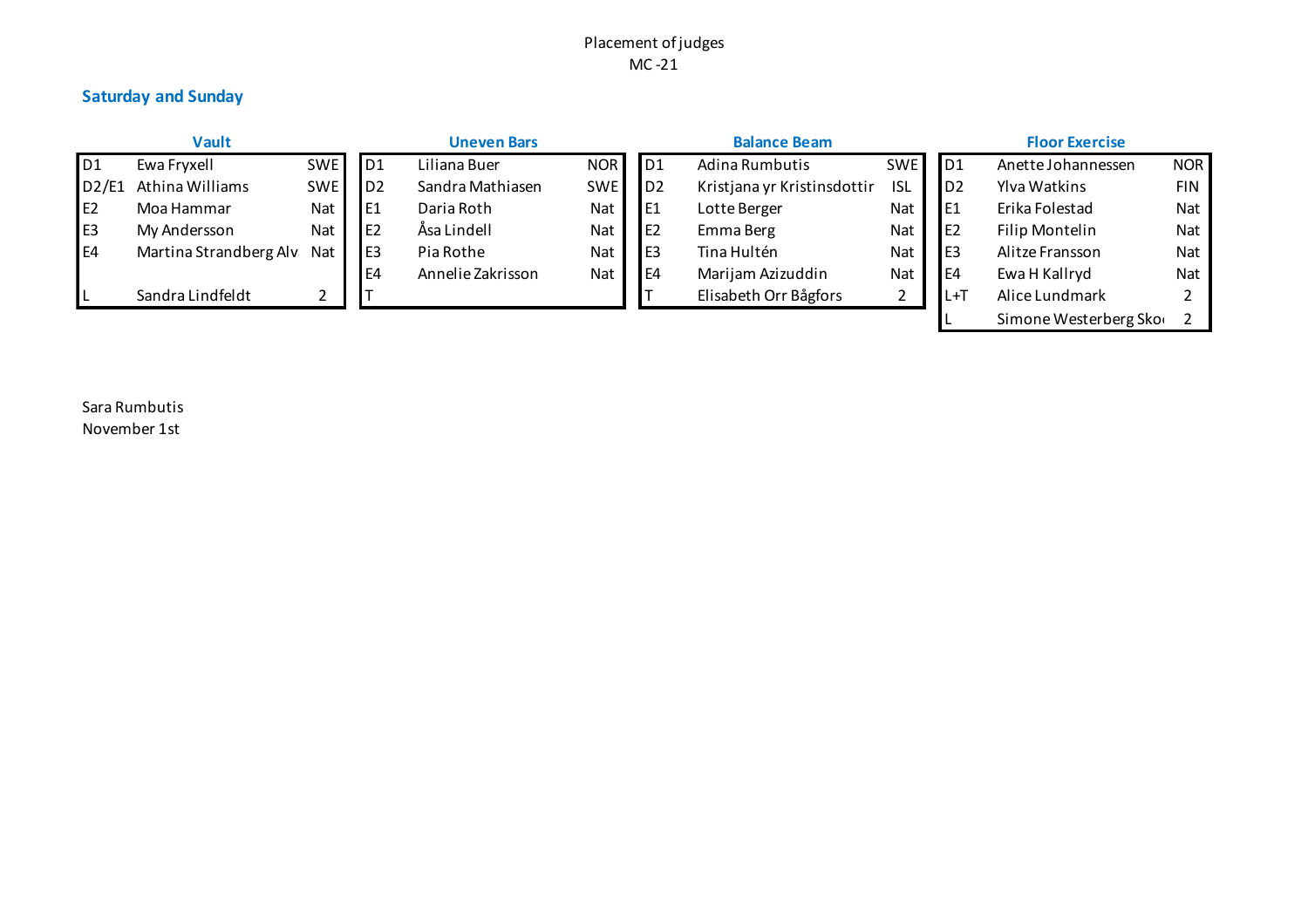Placement of judges

MC -21

## Saturday and Sunday

### Vault

| | | |
|---|---|---|
| D1 | Ewa Fryxell | SWE |
| D2/E1 | Athina Williams | SWE |
| E2 | Moa Hammar | Nat |
| E3 | My Andersson | Nat |
| E4 | Martina Strandberg Alv | Nat |
| | | |
| L | Sandra Lindfeldt | 2 |

### Uneven Bars

| | | |
|---|---|---|
| D1 | Liliana Buer | NOR |
| D2 | Sandra Mathiasen | SWE |
| E1 | Daria Roth | Nat |
| E2 | Åsa Lindell | Nat |
| E3 | Pia Rothe | Nat |
| E4 | Annelie Zakrisson | Nat |
| T | | |

### Balance Beam

| | | |
|---|---|---|
| D1 | Adina Rumbutis | SWE |
| D2 | Kristjana yr Kristinsdottir | ISL |
| E1 | Lotte Berger | Nat |
| E2 | Emma Berg | Nat |
| E3 | Tina Hultén | Nat |
| E4 | Marijam Azizuddin | Nat |
| T | Elisabeth Orr Bågfors | 2 |

### Floor Exercise

| | | |
|---|---|---|
| D1 | Anette Johannessen | NOR |
| D2 | Ylva Watkins | FIN |
| E1 | Erika Folestad | Nat |
| E2 | Filip Montelin | Nat |
| E3 | Alitze Fransson | Nat |
| E4 | Ewa H Kallryd | Nat |
| L+T | Alice Lundmark | 2 |
| L | Simone Westerberg Sko | 2 |

Sara Rumbutis

November 1st